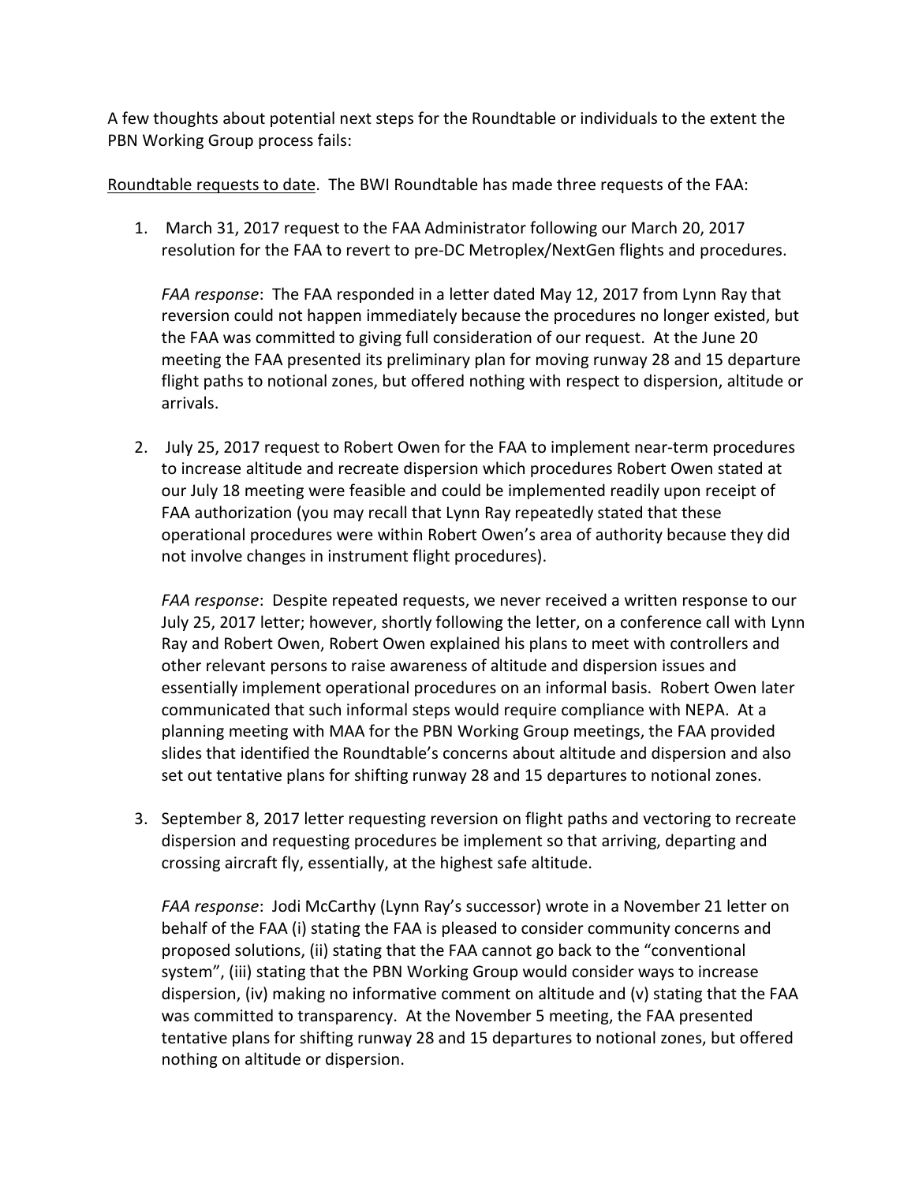A few thoughts about potential next steps for the Roundtable or individuals to the extent the PBN Working Group process fails:

<u>Roundtable requests to date</u>. The BWI Roundtable has made three requests of the FAA:

1. March 31, 2017 request to the FAA Administrator following our March 20, 2017 resolution for the FAA to revert to pre-DC Metroplex/NextGen flights and procedures.

   *FAA response*: The FAA responded in a letter dated May 12, 2017 from Lynn Ray that reversion could not happen immediately because the procedures no longer existed, but the FAA was committed to giving full consideration of our request. At the June 20 meeting the FAA presented its preliminary plan for moving runway 28 and 15 departure flight paths to notional zones, but offered nothing with respect to dispersion, altitude or arrivals.

2. July 25, 2017 request to Robert Owen for the FAA to implement near-term procedures to increase altitude and recreate dispersion which procedures Robert Owen stated at our July 18 meeting were feasible and could be implemented readily upon receipt of FAA authorization (you may recall that Lynn Ray repeatedly stated that these operational procedures were within Robert Owen's area of authority because they did not involve changes in instrument flight procedures).

   *FAA response*: Despite repeated requests, we never received a written response to our July 25, 2017 letter; however, shortly following the letter, on a conference call with Lynn Ray and Robert Owen, Robert Owen explained his plans to meet with controllers and other relevant persons to raise awareness of altitude and dispersion issues and essentially implement operational procedures on an informal basis. Robert Owen later communicated that such informal steps would require compliance with NEPA. At a planning meeting with MAA for the PBN Working Group meetings, the FAA provided slides that identified the Roundtable's concerns about altitude and dispersion and also set out tentative plans for shifting runway 28 and 15 departures to notional zones.

3. September 8, 2017 letter requesting reversion on flight paths and vectoring to recreate dispersion and requesting procedures be implement so that arriving, departing and crossing aircraft fly, essentially, at the highest safe altitude.

   *FAA response*: Jodi McCarthy (Lynn Ray's successor) wrote in a November 21 letter on behalf of the FAA (i) stating the FAA is pleased to consider community concerns and proposed solutions, (ii) stating that the FAA cannot go back to the "conventional system", (iii) stating that the PBN Working Group would consider ways to increase dispersion, (iv) making no informative comment on altitude and (v) stating that the FAA was committed to transparency. At the November 5 meeting, the FAA presented tentative plans for shifting runway 28 and 15 departures to notional zones, but offered nothing on altitude or dispersion.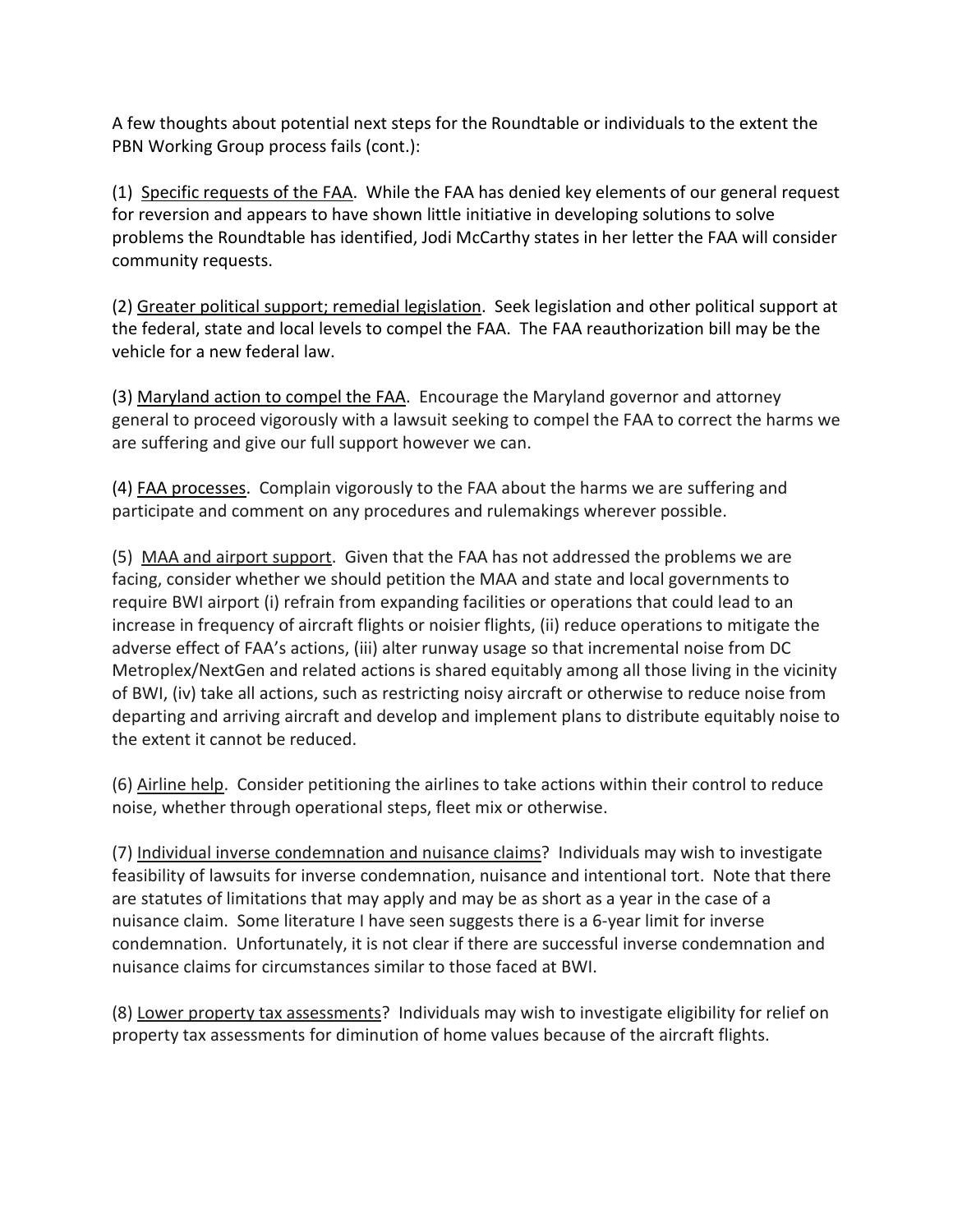A few thoughts about potential next steps for the Roundtable or individuals to the extent the PBN Working Group process fails (cont.):

(1) <u>Specific requests of the FAA</u>. While the FAA has denied key elements of our general request for reversion and appears to have shown little initiative in developing solutions to solve problems the Roundtable has identified, Jodi McCarthy states in her letter the FAA will consider community requests.

(2) <u>Greater political support; remedial legislation</u>. Seek legislation and other political support at the federal, state and local levels to compel the FAA. The FAA reauthorization bill may be the vehicle for a new federal law.

(3) <u>Maryland action to compel the FAA</u>. Encourage the Maryland governor and attorney general to proceed vigorously with a lawsuit seeking to compel the FAA to correct the harms we are suffering and give our full support however we can.

(4) <u>FAA processes</u>. Complain vigorously to the FAA about the harms we are suffering and participate and comment on any procedures and rulemakings wherever possible.

(5) <u>MAA and airport support</u>. Given that the FAA has not addressed the problems we are facing, consider whether we should petition the MAA and state and local governments to require BWI airport (i) refrain from expanding facilities or operations that could lead to an increase in frequency of aircraft flights or noisier flights, (ii) reduce operations to mitigate the adverse effect of FAA's actions, (iii) alter runway usage so that incremental noise from DC Metroplex/NextGen and related actions is shared equitably among all those living in the vicinity of BWI, (iv) take all actions, such as restricting noisy aircraft or otherwise to reduce noise from departing and arriving aircraft and develop and implement plans to distribute equitably noise to the extent it cannot be reduced.

(6) <u>Airline help</u>. Consider petitioning the airlines to take actions within their control to reduce noise, whether through operational steps, fleet mix or otherwise.

(7) <u>Individual inverse condemnation and nuisance claims</u>? Individuals may wish to investigate feasibility of lawsuits for inverse condemnation, nuisance and intentional tort. Note that there are statutes of limitations that may apply and may be as short as a year in the case of a nuisance claim. Some literature I have seen suggests there is a 6-year limit for inverse condemnation. Unfortunately, it is not clear if there are successful inverse condemnation and nuisance claims for circumstances similar to those faced at BWI.

(8) <u>Lower property tax assessments</u>? Individuals may wish to investigate eligibility for relief on property tax assessments for diminution of home values because of the aircraft flights.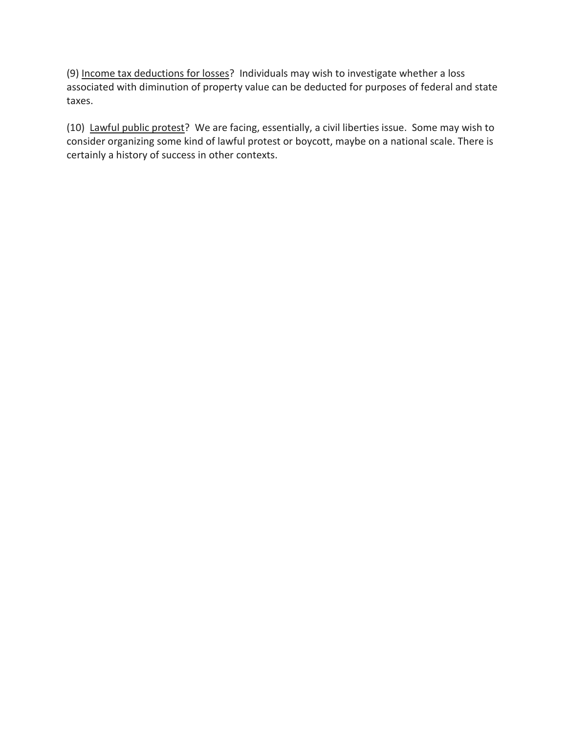(9) <u>Income tax deductions for losses</u>? Individuals may wish to investigate whether a loss associated with diminution of property value can be deducted for purposes of federal and state taxes.

(10) <u>Lawful public protest</u>? We are facing, essentially, a civil liberties issue. Some may wish to consider organizing some kind of lawful protest or boycott, maybe on a national scale. There is certainly a history of success in other contexts.